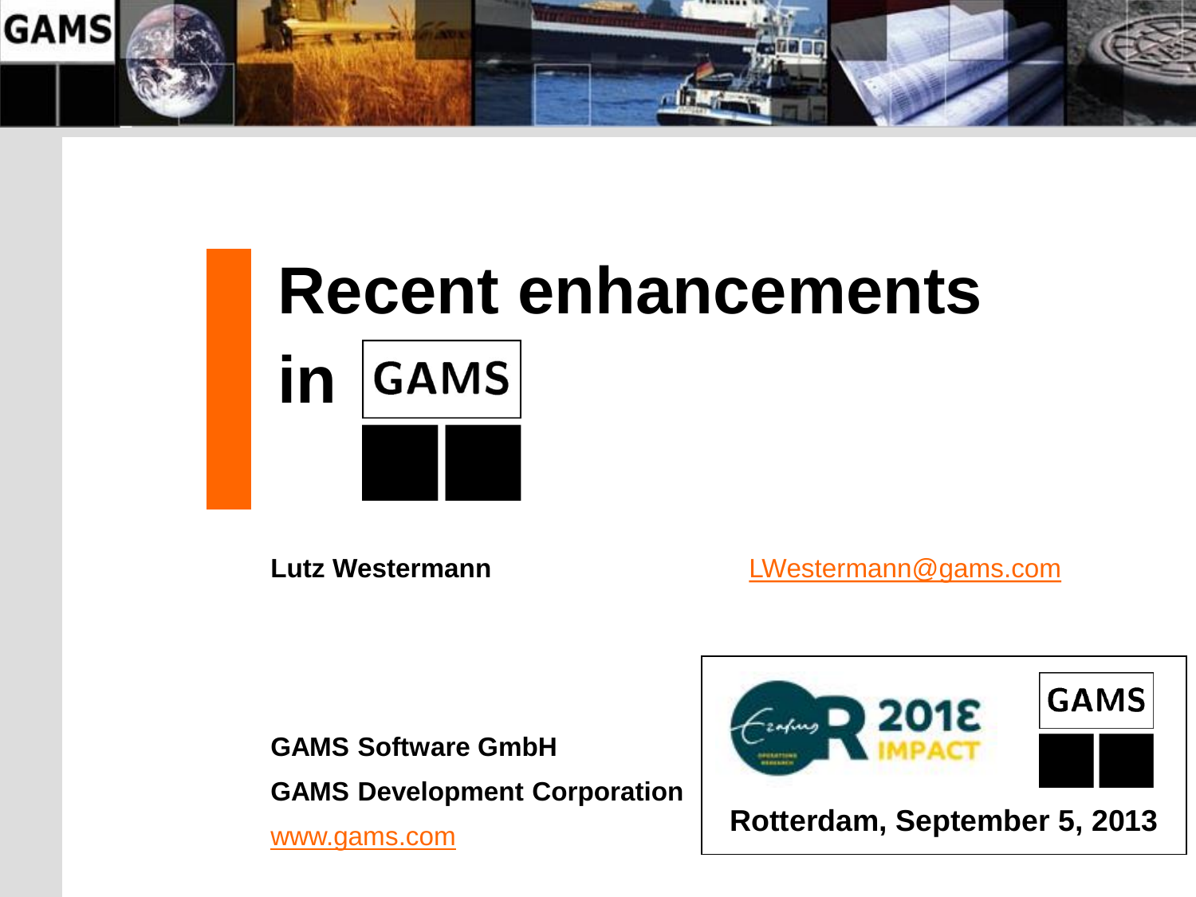# Recent enhancements in GAMS

**Lutz Westermann** LWestermann@gams.com

**GAMS Software GmbH**

**GAMS Development Corporation**

www.gams.com

**Rotterdam, September 5, 2013**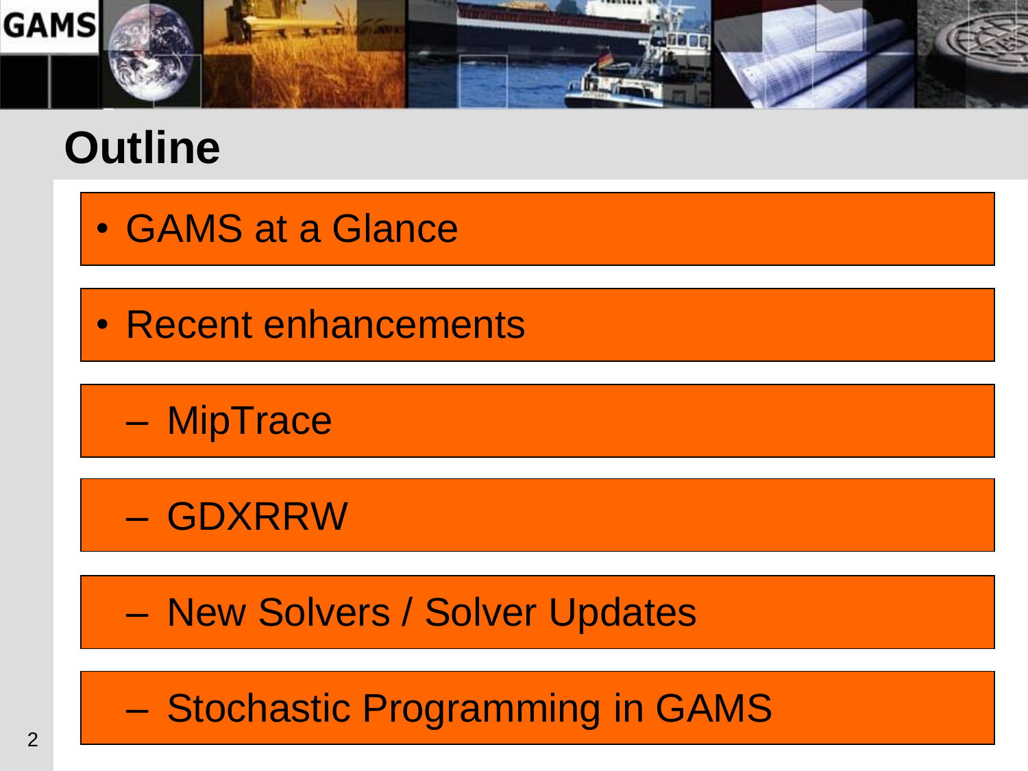# Outline

- GAMS at a Glance
- Recent enhancements
  - MipTrace
  - GDXRRW
  - New Solvers / Solver Updates
  - Stochastic Programming in GAMS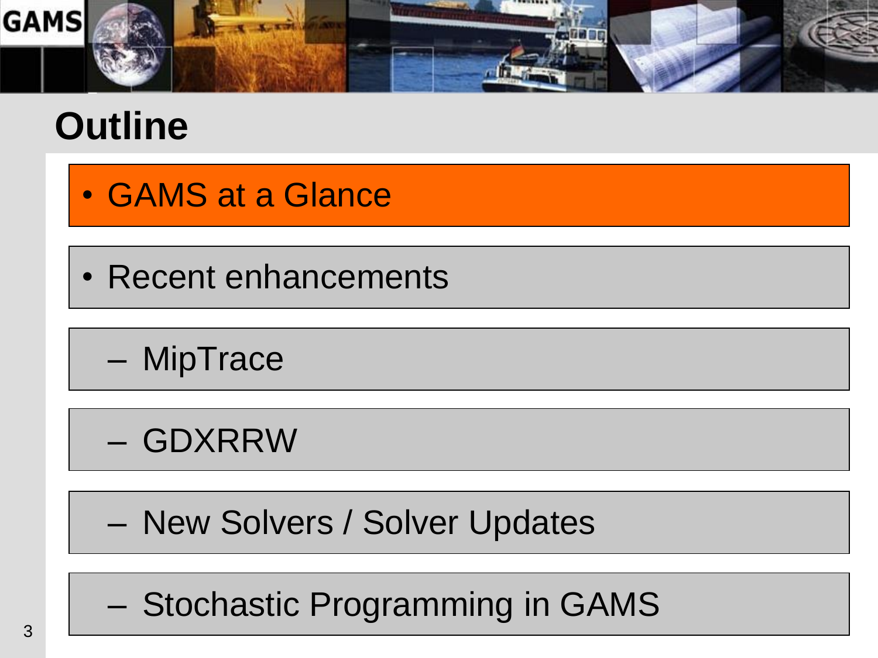# Outline

- GAMS at a Glance
- Recent enhancements
  - MipTrace
  - GDXRRW
  - New Solvers / Solver Updates
  - Stochastic Programming in GAMS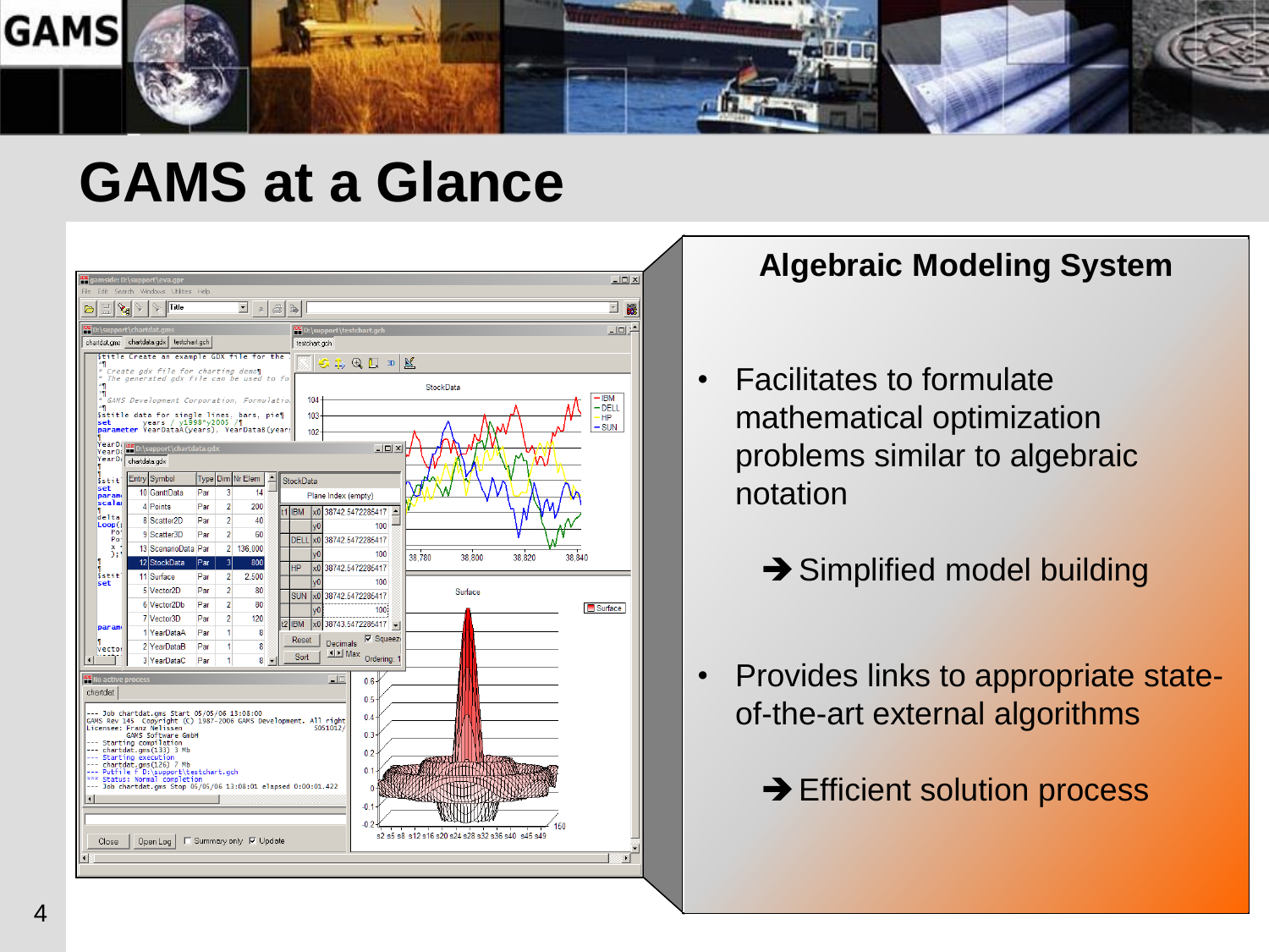# GAMS at a Glance

## Algebraic Modeling System

- Facilitates to formulate mathematical optimization problems similar to algebraic notation

  ➔ Simplified model building

- Provides links to appropriate state-of-the-art external algorithms

  ➔ Efficient solution process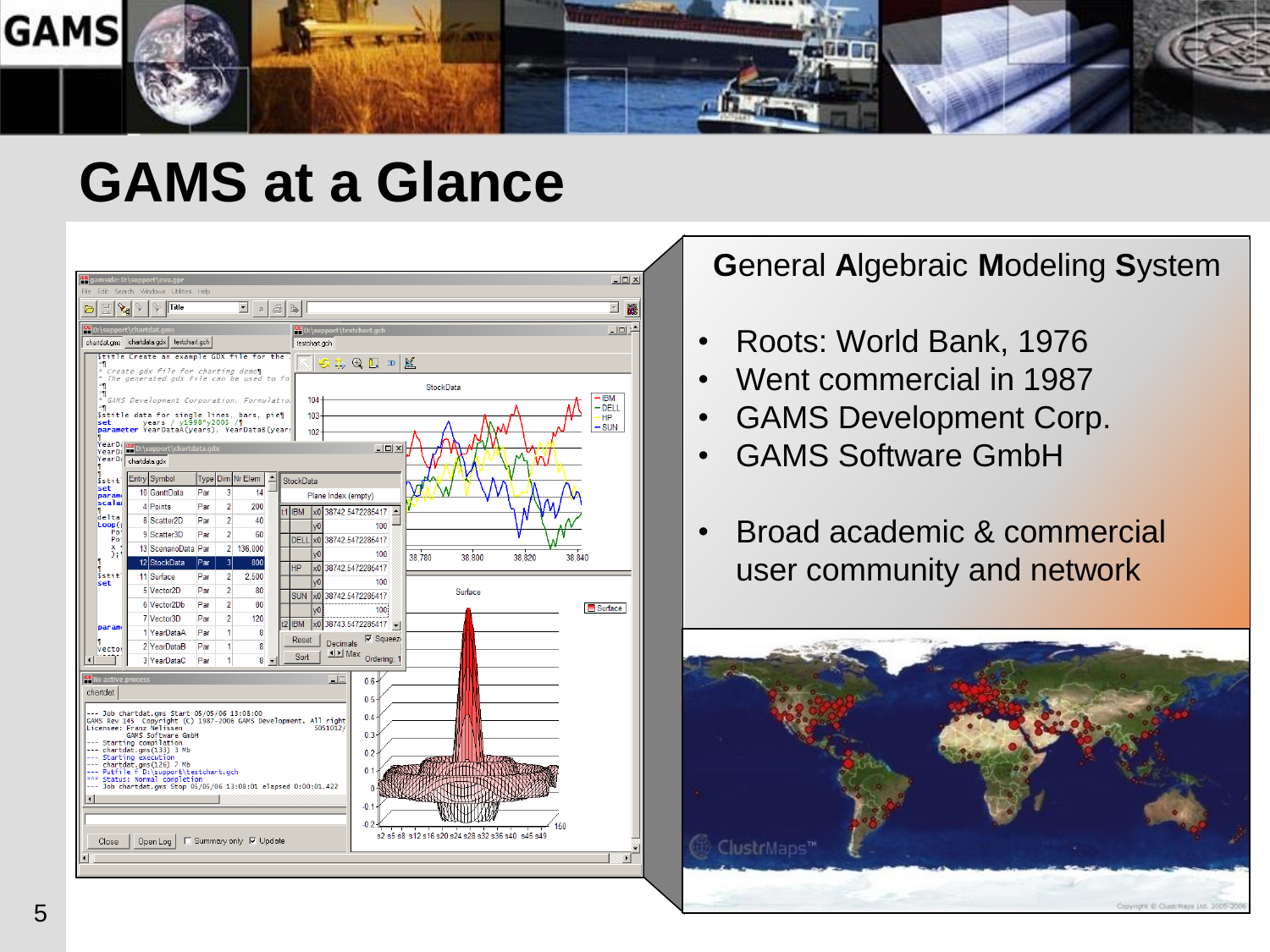# GAMS at a Glance

**G**eneral **A**lgebraic **M**odeling **S**ystem

- Roots: World Bank, 1976
- Went commercial in 1987
- GAMS Development Corp.
- GAMS Software GmbH
- Broad academic & commercial user community and network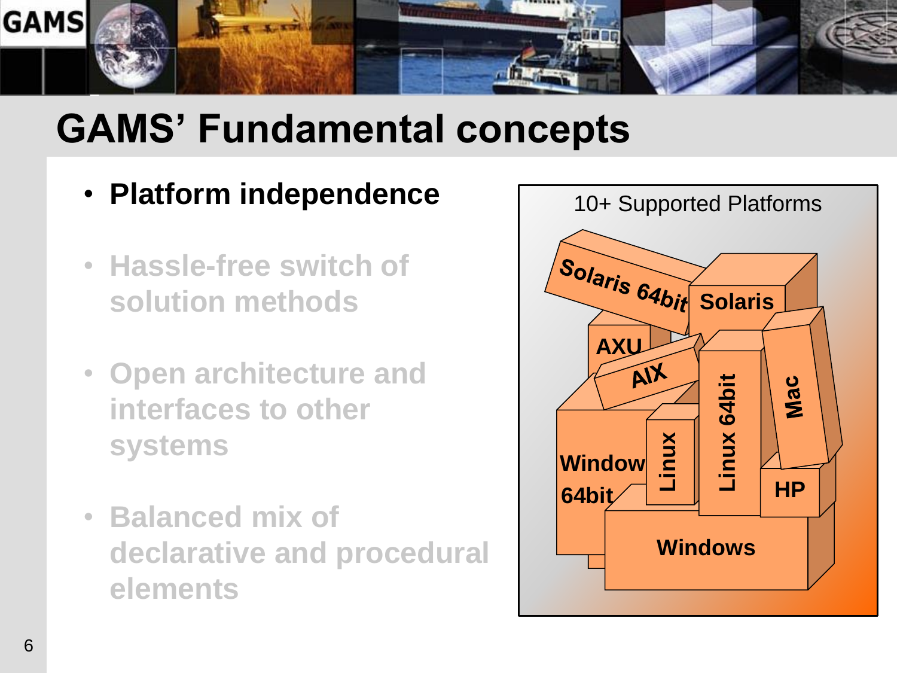# GAMS' Fundamental concepts

- **Platform independence**
- Hassle-free switch of solution methods
- Open architecture and interfaces to other systems
- Balanced mix of declarative and procedural elements

10+ Supported Platforms

Solaris 64bit, Solaris, AXU, AIX, Linux 64bit, Mac, Window 64bit, Linux, HP, Windows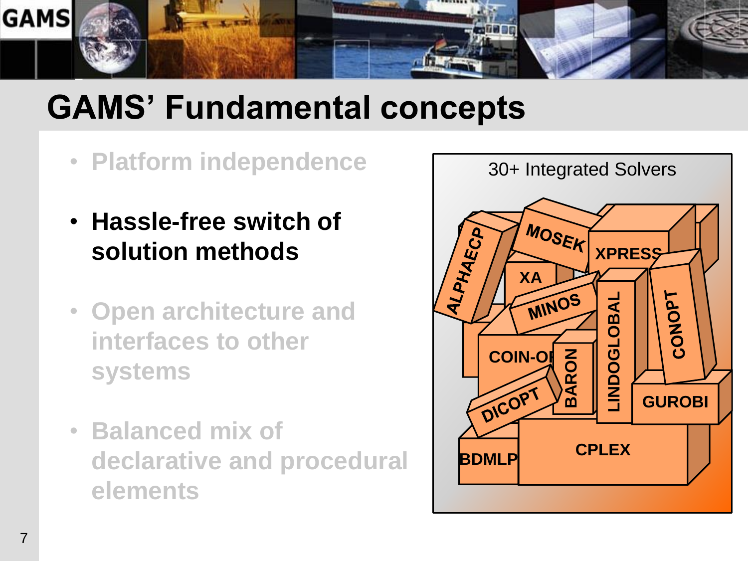# GAMS' Fundamental concepts

- Platform independence
- **Hassle-free switch of solution methods**
- Open architecture and interfaces to other systems
- Balanced mix of declarative and procedural elements

30+ Integrated Solvers

ALPHAECP, MOSEK, XPRESS, XA, MINOS, LINDOGLOBAL, CONOPT, COIN-OR, BARON, DICOPT, GUROBI, BDMLP, CPLEX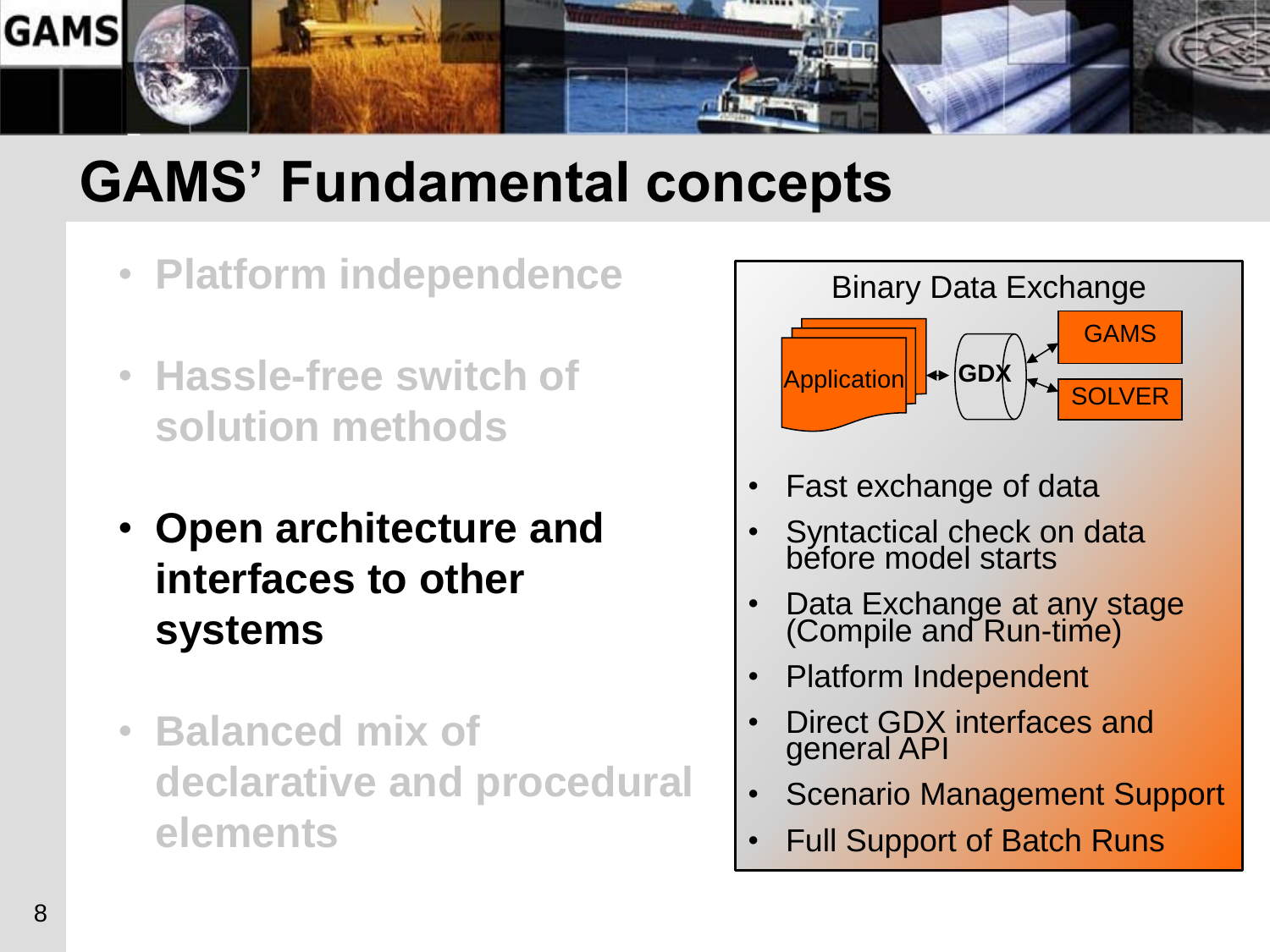# GAMS' Fundamental concepts

- Platform independence
- Hassle-free switch of solution methods
- **Open architecture and interfaces to other systems**
- Balanced mix of declarative and procedural elements

## Binary Data Exchange

Application ↔ GDX ↔ GAMS / SOLVER

- Fast exchange of data
- Syntactical check on data before model starts
- Data Exchange at any stage (Compile and Run-time)
- Platform Independent
- Direct GDX interfaces and general API
- Scenario Management Support
- Full Support of Batch Runs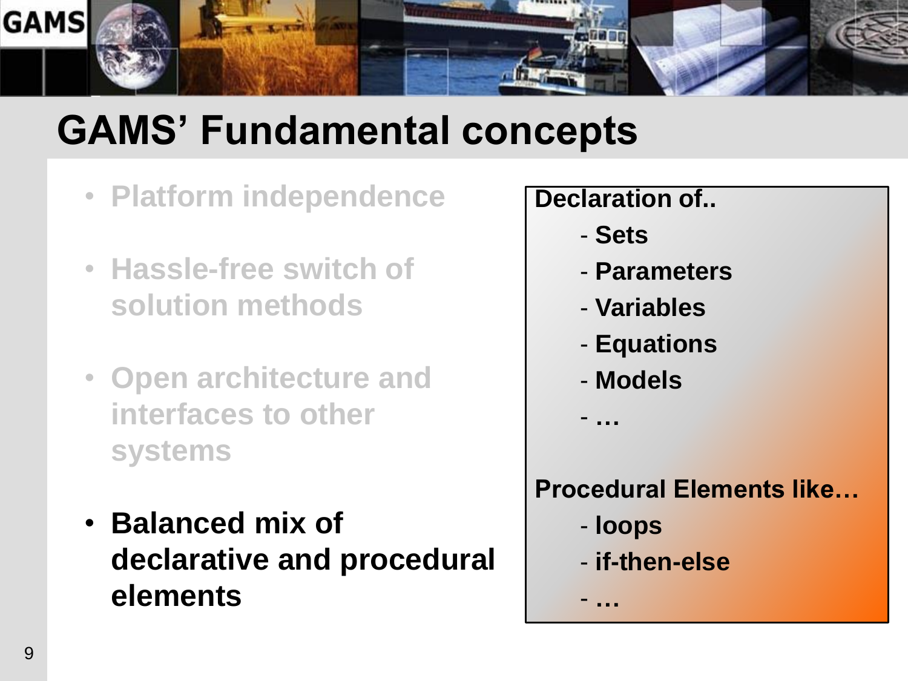# GAMS' Fundamental concepts

- Platform independence
- Hassle-free switch of solution methods
- Open architecture and interfaces to other systems
- **Balanced mix of declarative and procedural elements**

**Declaration of..**

- **Sets**
- **Parameters**
- **Variables**
- **Equations**
- **Models**
- **…**

**Procedural Elements like…**

- **loops**
- **if-then-else**
- **…**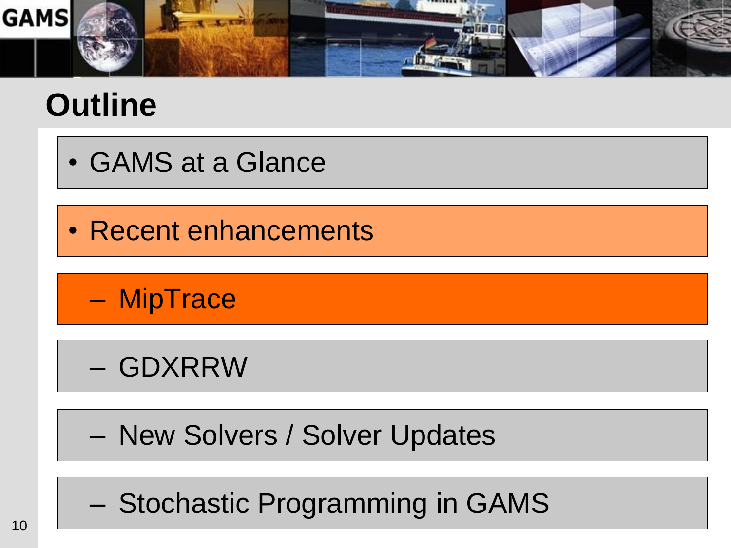# Outline

- GAMS at a Glance
- Recent enhancements
  - MipTrace
  - GDXRRW
  - New Solvers / Solver Updates
  - Stochastic Programming in GAMS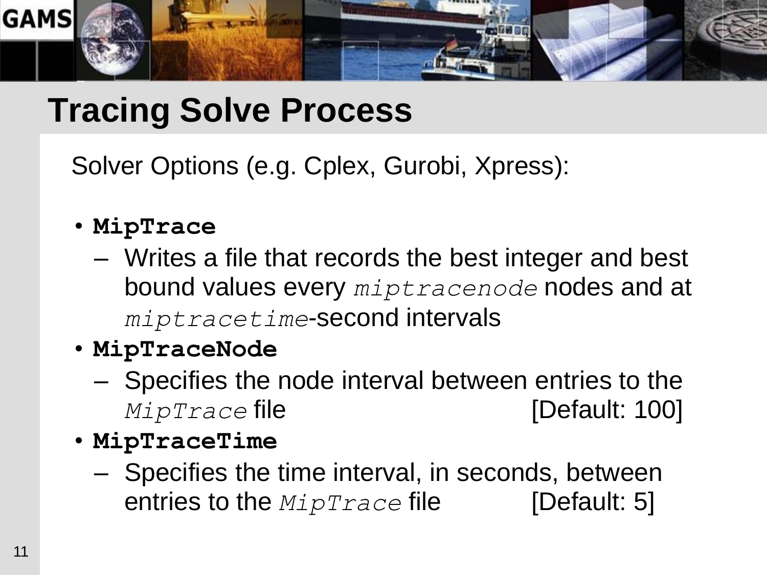# Tracing Solve Process

Solver Options (e.g. Cplex, Gurobi, Xpress):

- **MipTrace**
  - Writes a file that records the best integer and best bound values every *miptracenode* nodes and at *miptracetime*-second intervals
- **MipTraceNode**
  - Specifies the node interval between entries to the *MipTrace* file [Default: 100]
- **MipTraceTime**
  - Specifies the time interval, in seconds, between entries to the *MipTrace* file [Default: 5]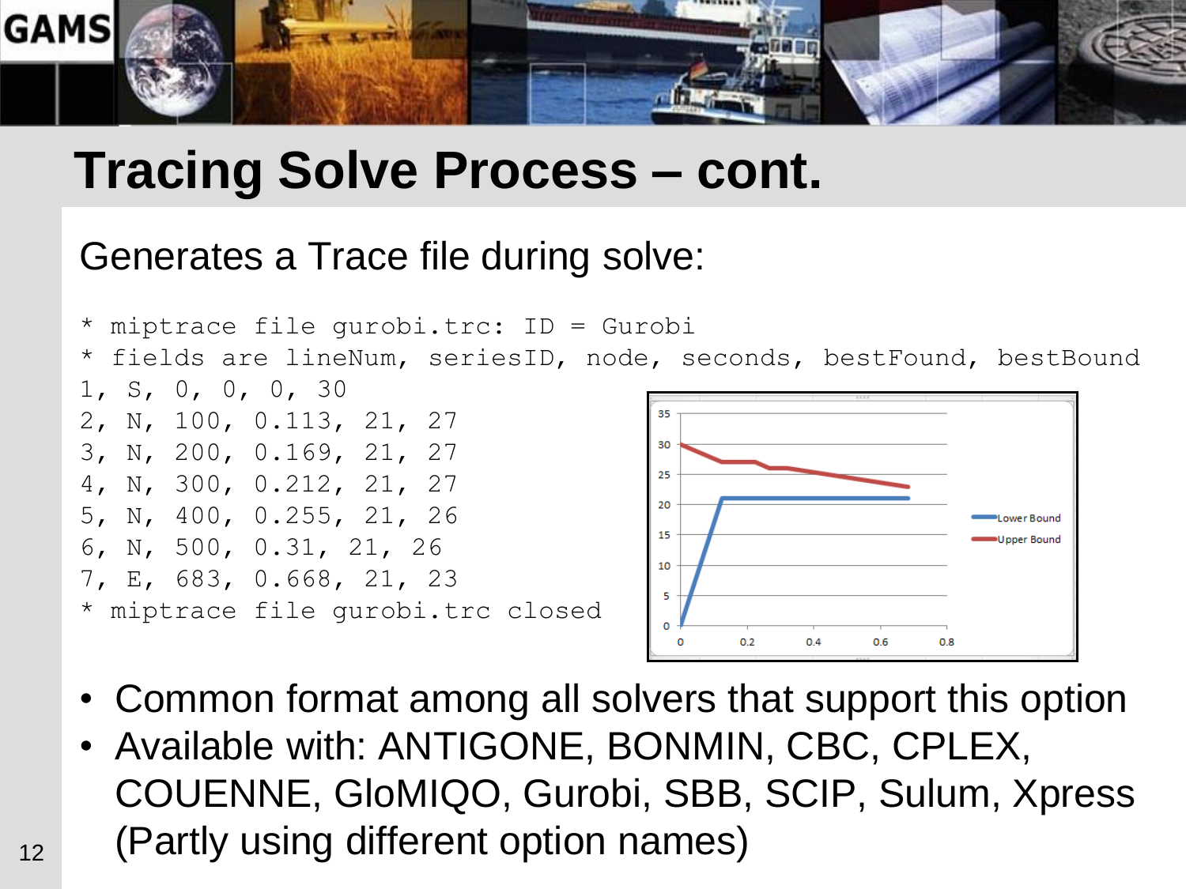# Tracing Solve Process – cont.

Generates a Trace file during solve:

```
* miptrace file gurobi.trc: ID = Gurobi
* fields are lineNum, seriesID, node, seconds, bestFound, bestBound
1, S, 0, 0, 0, 30
2, N, 100, 0.113, 21, 27
3, N, 200, 0.169, 21, 27
4, N, 300, 0.212, 21, 27
5, N, 400, 0.255, 21, 26
6, N, 500, 0.31, 21, 26
7, E, 683, 0.668, 21, 23
* miptrace file gurobi.trc closed
```

- Common format among all solvers that support this option
- Available with: ANTIGONE, BONMIN, CBC, CPLEX, COUENNE, GloMIQO, Gurobi, SBB, SCIP, Sulum, Xpress (Partly using different option names)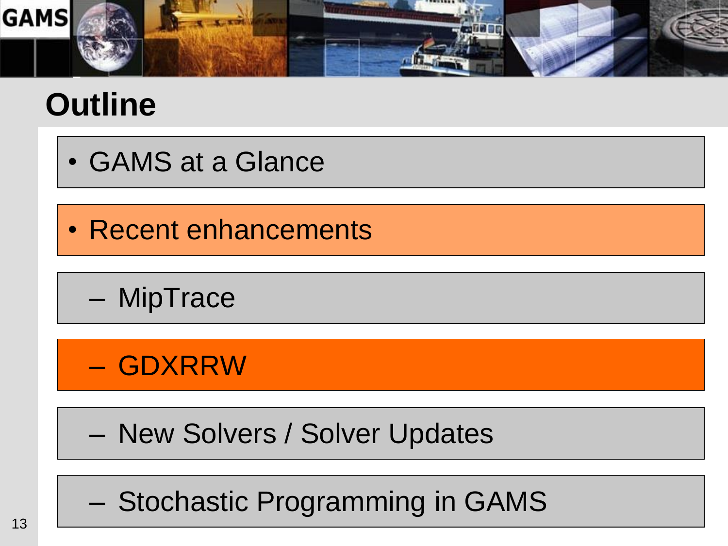# Outline

- GAMS at a Glance
- Recent enhancements
  - MipTrace
  - GDXRRW
  - New Solvers / Solver Updates
  - Stochastic Programming in GAMS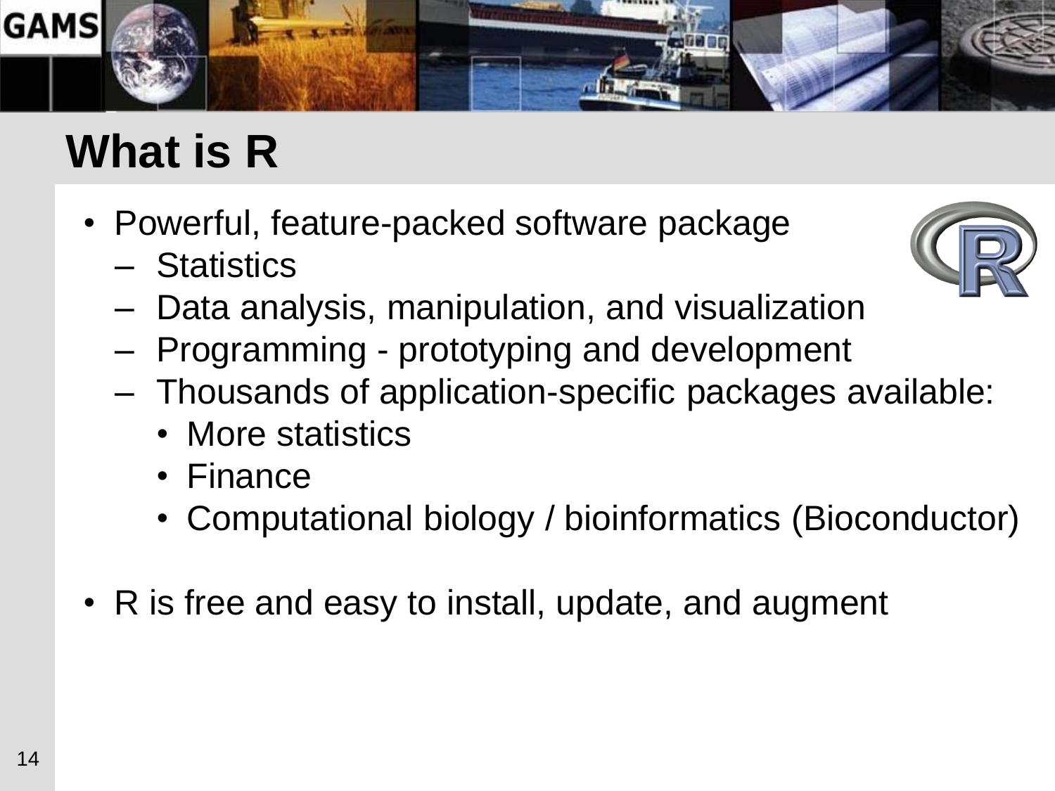# What is R

- Powerful, feature-packed software package
  - Statistics
  - Data analysis, manipulation, and visualization
  - Programming - prototyping and development
  - Thousands of application-specific packages available:
    - More statistics
    - Finance
    - Computational biology / bioinformatics (Bioconductor)

- R is free and easy to install, update, and augment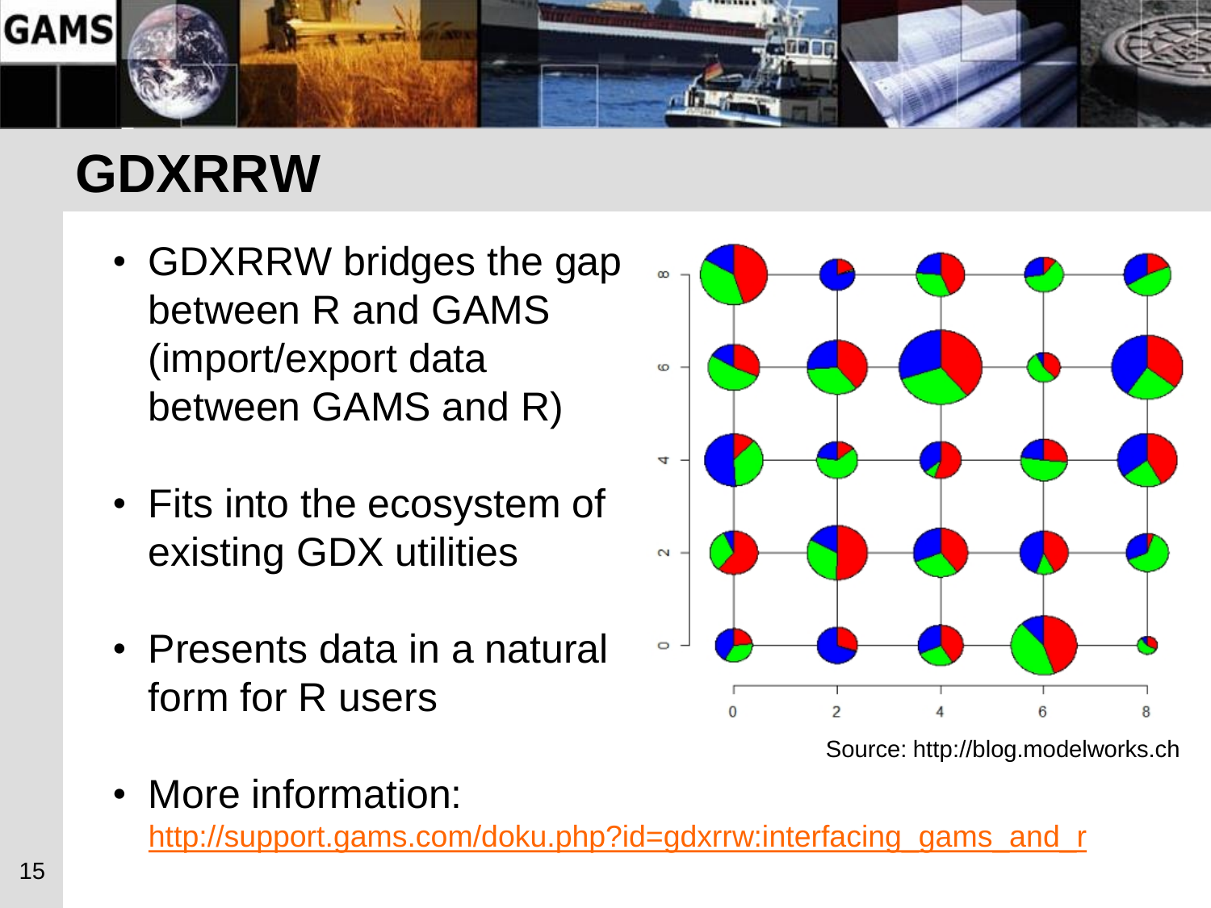# GDXRRW

- GDXRRW bridges the gap between R and GAMS (import/export data between GAMS and R)
- Fits into the ecosystem of existing GDX utilities
- Presents data in a natural form for R users

Source: http://blog.modelworks.ch

- More information: http://support.gams.com/doku.php?id=gdxrrw:interfacing_gams_and_r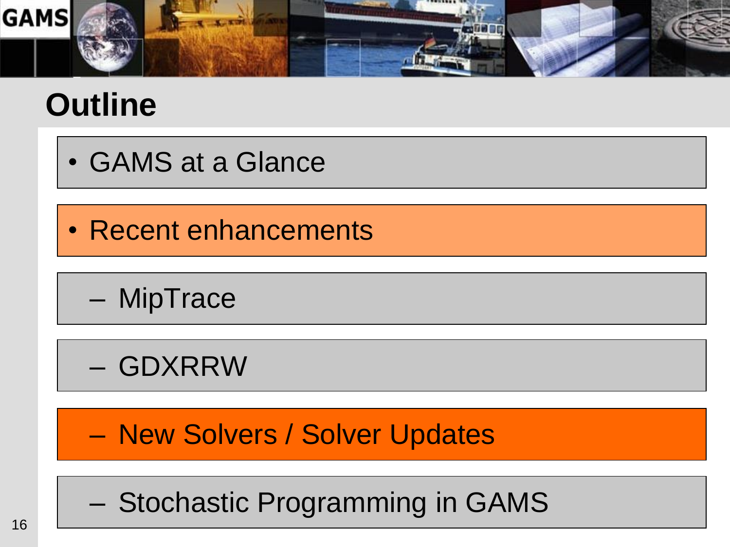# Outline

- GAMS at a Glance
- Recent enhancements
  - MipTrace
  - GDXRRW
  - New Solvers / Solver Updates
  - Stochastic Programming in GAMS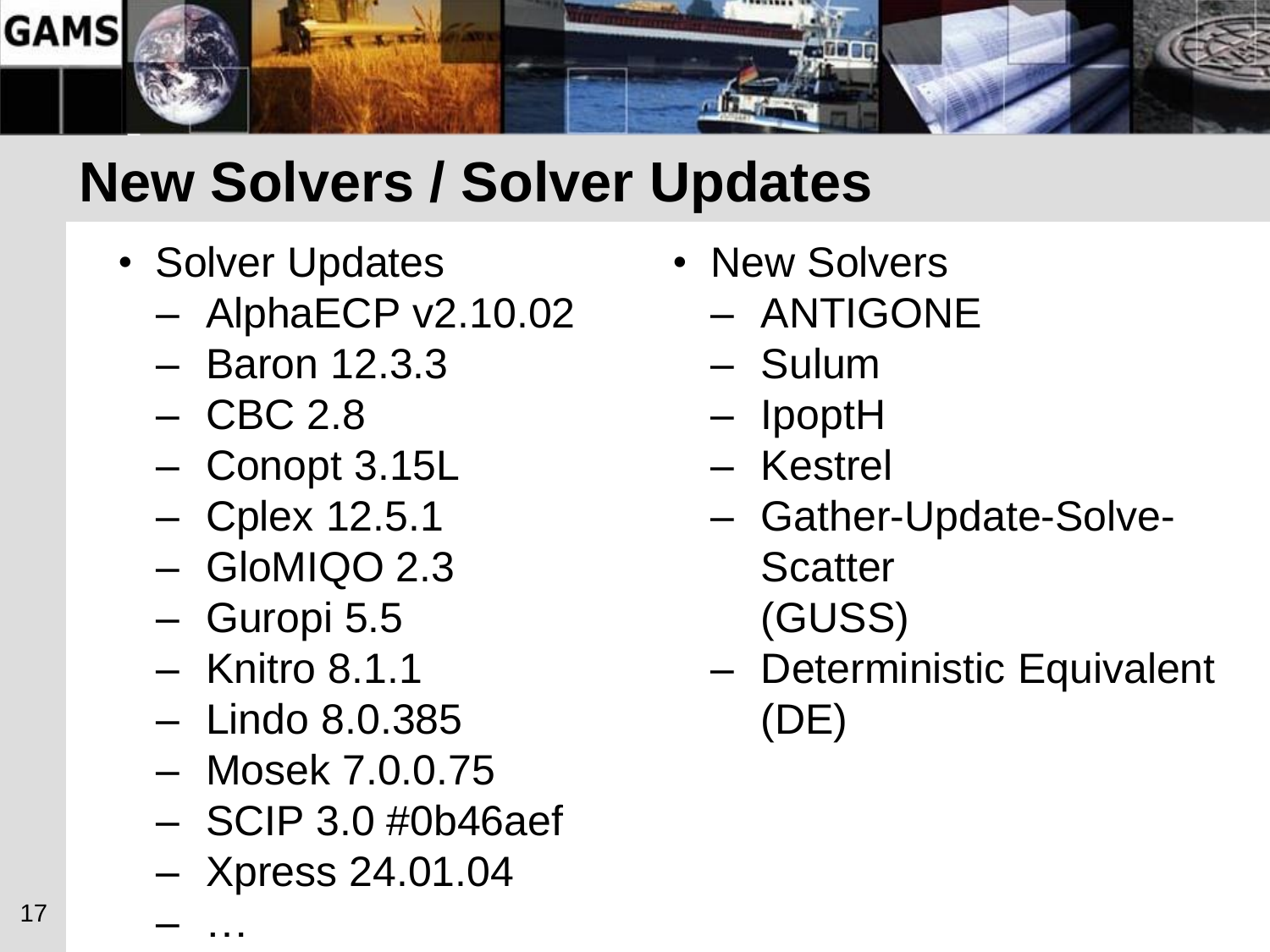# New Solvers / Solver Updates

- Solver Updates
  - AlphaECP v2.10.02
  - Baron 12.3.3
  - CBC 2.8
  - Conopt 3.15L
  - Cplex 12.5.1
  - GloMIQO 2.3
  - Guropi 5.5
  - Knitro 8.1.1
  - Lindo 8.0.385
  - Mosek 7.0.0.75
  - SCIP 3.0 #0b46aef
  - Xpress 24.01.04
  - …
- New Solvers
  - ANTIGONE
  - Sulum
  - IpoptH
  - Kestrel
  - Gather-Update-Solve-Scatter (GUSS)
  - Deterministic Equivalent (DE)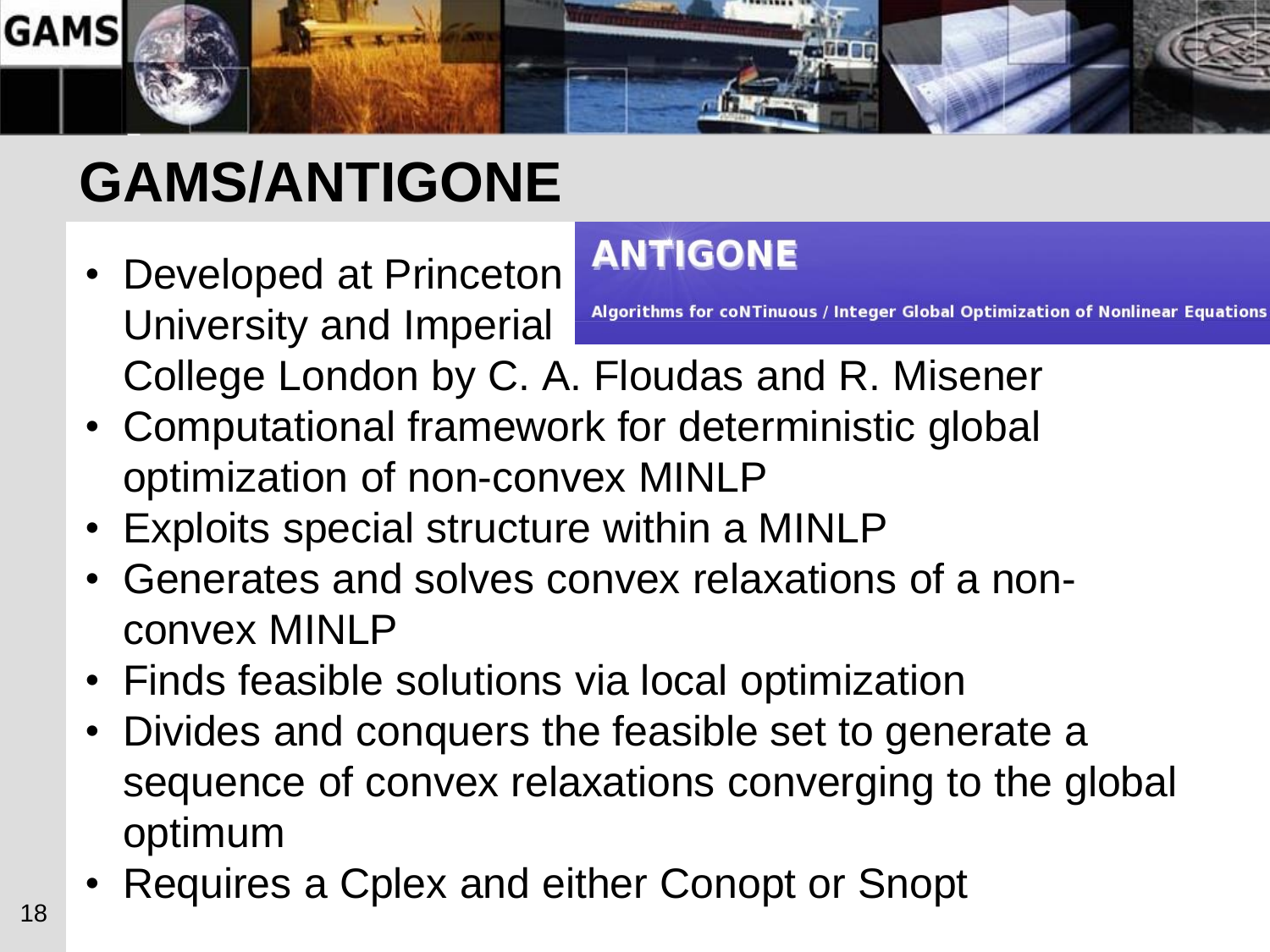# GAMS/ANTIGONE

**ANTIGONE**

Algorithms for coNTinuous / Integer Global Optimization of Nonlinear Equations

- Developed at Princeton University and Imperial College London by C. A. Floudas and R. Misener
- Computational framework for deterministic global optimization of non-convex MINLP
- Exploits special structure within a MINLP
- Generates and solves convex relaxations of a non-convex MINLP
- Finds feasible solutions via local optimization
- Divides and conquers the feasible set to generate a sequence of convex relaxations converging to the global optimum
- Requires a Cplex and either Conopt or Snopt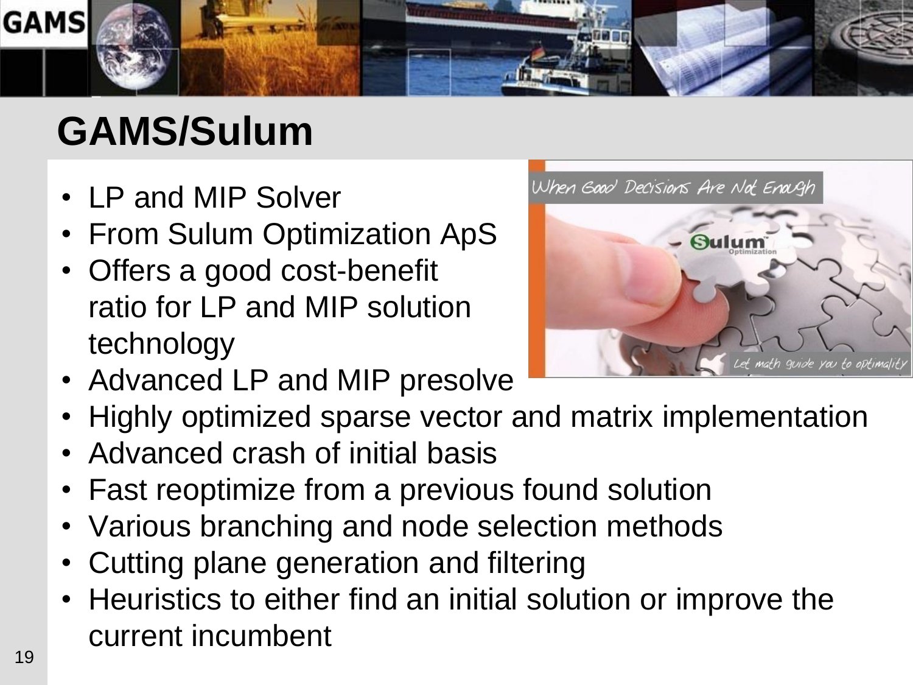# GAMS/Sulum

- LP and MIP Solver
- From Sulum Optimization ApS
- Offers a good cost-benefit ratio for LP and MIP solution technology
- Advanced LP and MIP presolve
- Highly optimized sparse vector and matrix implementation
- Advanced crash of initial basis
- Fast reoptimize from a previous found solution
- Various branching and node selection methods
- Cutting plane generation and filtering
- Heuristics to either find an initial solution or improve the current incumbent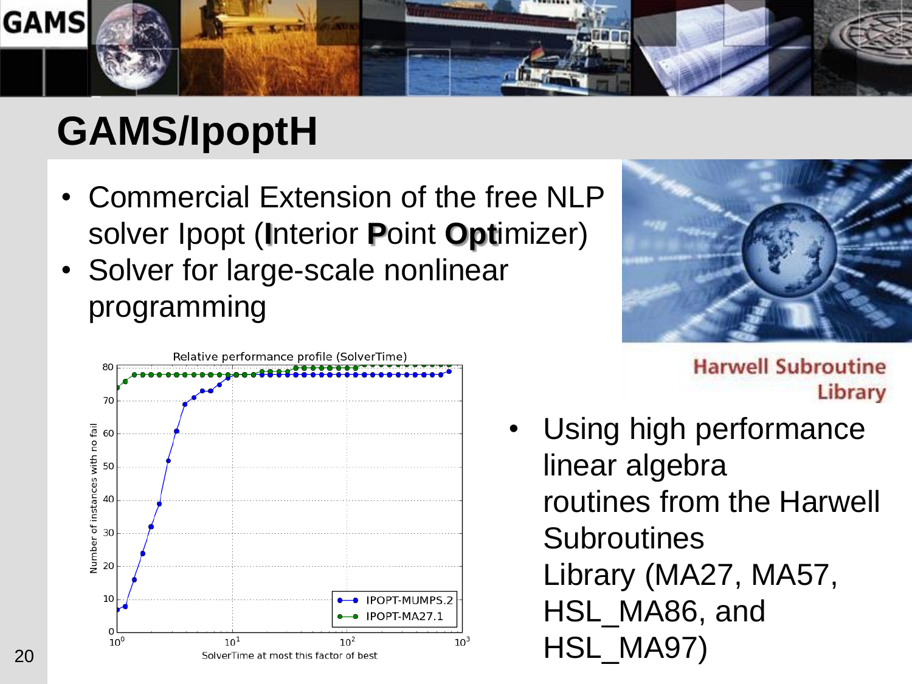# GAMS/IpoptH

- Commercial Extension of the free NLP solver Ipopt (**I**nterior **P**oint **Opt**imizer)
- Solver for large-scale nonlinear programming

Harwell Subroutine Library

- Using high performance linear algebra routines from the Harwell Subroutines Library (MA27, MA57, HSL_MA86, and HSL_MA97)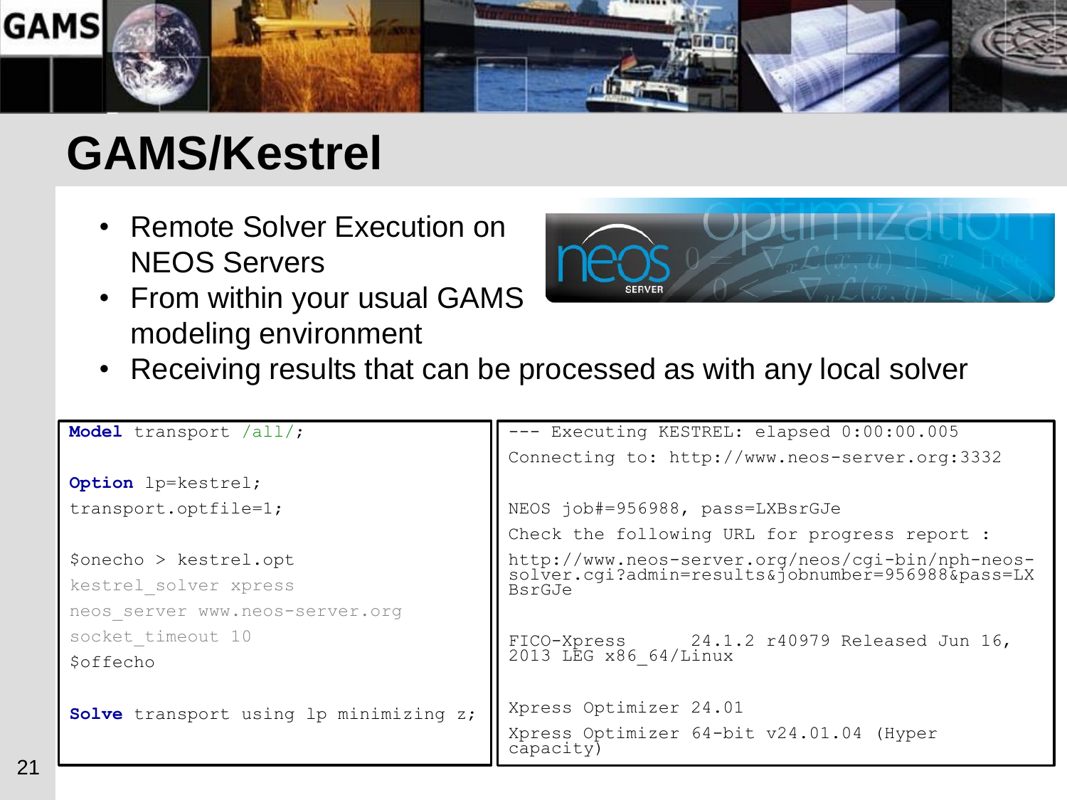# GAMS/Kestrel

- Remote Solver Execution on NEOS Servers
- From within your usual GAMS modeling environment
- Receiving results that can be processed as with any local solver

```
Model transport /all/;

Option lp=kestrel;
transport.optfile=1;

$onecho > kestrel.opt
kestrel_solver xpress
neos_server www.neos-server.org
socket_timeout 10
$offecho

Solve transport using lp minimizing z;
```

```
--- Executing KESTREL: elapsed 0:00:00.005
Connecting to: http://www.neos-server.org:3332

NEOS job#=956988, pass=LXBsrGJe
Check the following URL for progress report :
http://www.neos-server.org/neos/cgi-bin/nph-neos-solver.cgi?admin=results&jobnumber=956988&pass=LXBsrGJe

FICO-Xpress      24.1.2 r40979 Released Jun 16, 2013 LEG x86_64/Linux

Xpress Optimizer 24.01
Xpress Optimizer 64-bit v24.01.04 (Hyper capacity)
```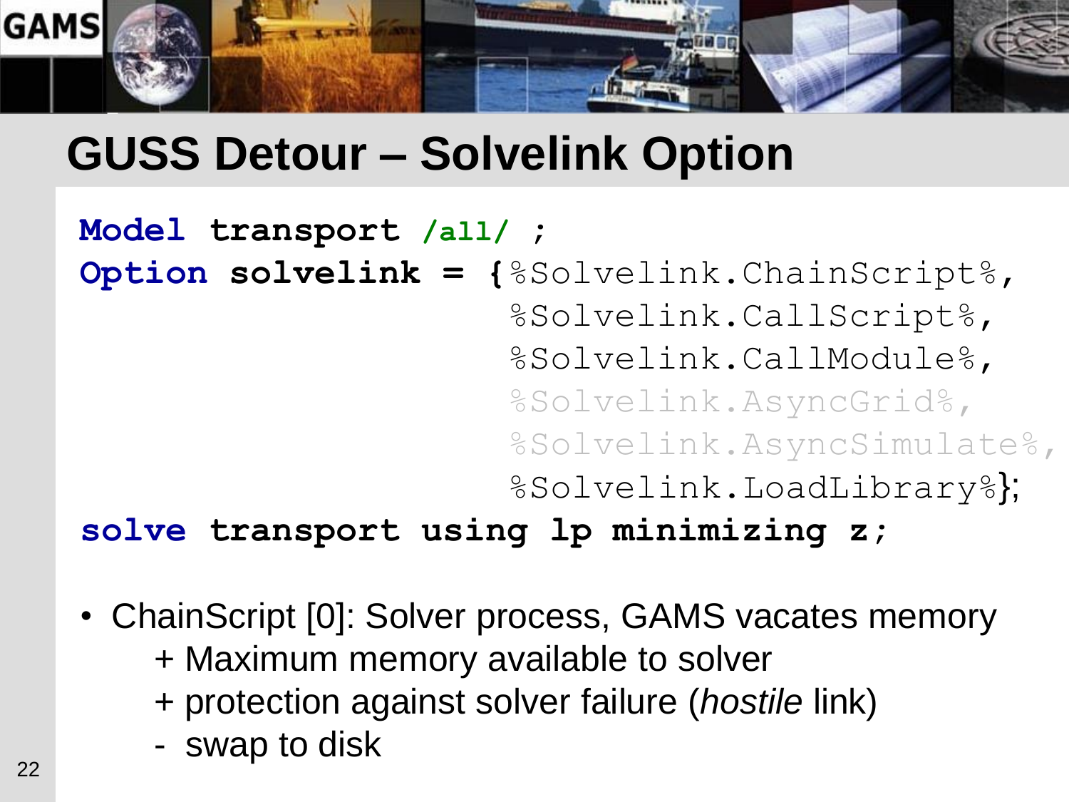# GUSS Detour – Solvelink Option

```
Model transport /all/ ;
Option solvelink = {%Solvelink.ChainScript%,
                    %Solvelink.CallScript%,
                    %Solvelink.CallModule%,
                    %Solvelink.AsyncGrid%,
                    %Solvelink.AsyncSimulate%,
                    %Solvelink.LoadLibrary%};
solve transport using lp minimizing z;
```

- ChainScript [0]: Solver process, GAMS vacates memory
  - \+ Maximum memory available to solver
  - \+ protection against solver failure (*hostile* link)
  - \- swap to disk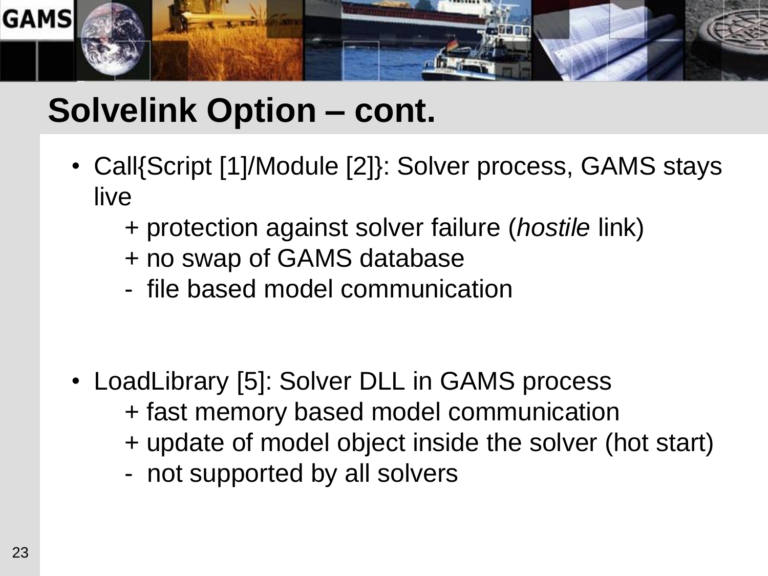# Solvelink Option – cont.

- Call{Script [1]/Module [2]}: Solver process, GAMS stays live
  - \+ protection against solver failure (*hostile* link)
  - \+ no swap of GAMS database
  - \- file based model communication

- LoadLibrary [5]: Solver DLL in GAMS process
  - \+ fast memory based model communication
  - \+ update of model object inside the solver (hot start)
  - \- not supported by all solvers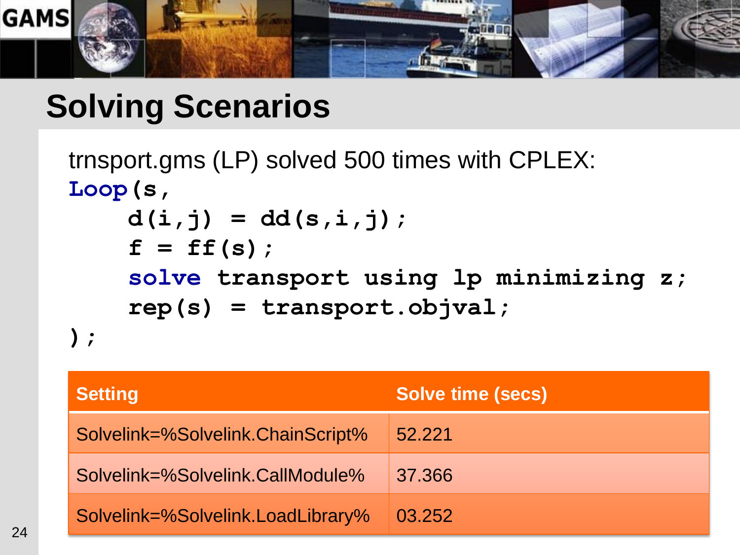# Solving Scenarios

trnsport.gms (LP) solved 500 times with CPLEX:

```
Loop(s,
    d(i,j) = dd(s,i,j);
    f = ff(s);
    solve transport using lp minimizing z;
    rep(s) = transport.objval;
);
```

| Setting | Solve time (secs) |
|---|---|
| Solvelink=%Solvelink.ChainScript% | 52.221 |
| Solvelink=%Solvelink.CallModule% | 37.366 |
| Solvelink=%Solvelink.LoadLibrary% | 03.252 |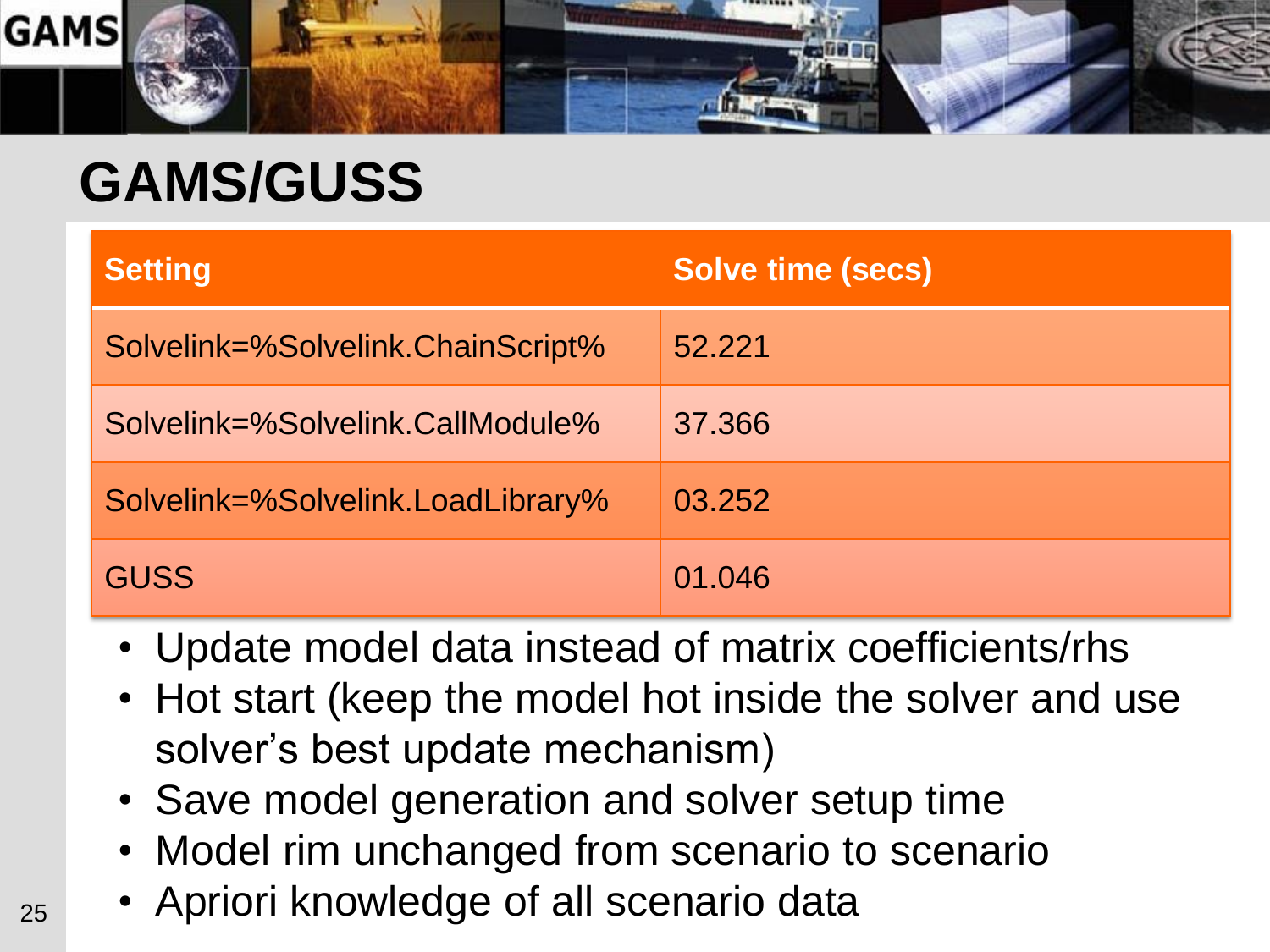# GAMS/GUSS

| Setting | Solve time (secs) |
| --- | --- |
| Solvelink=%Solvelink.ChainScript% | 52.221 |
| Solvelink=%Solvelink.CallModule% | 37.366 |
| Solvelink=%Solvelink.LoadLibrary% | 03.252 |
| GUSS | 01.046 |

- Update model data instead of matrix coefficients/rhs
- Hot start (keep the model hot inside the solver and use solver's best update mechanism)
- Save model generation and solver setup time
- Model rim unchanged from scenario to scenario
- Apriori knowledge of all scenario data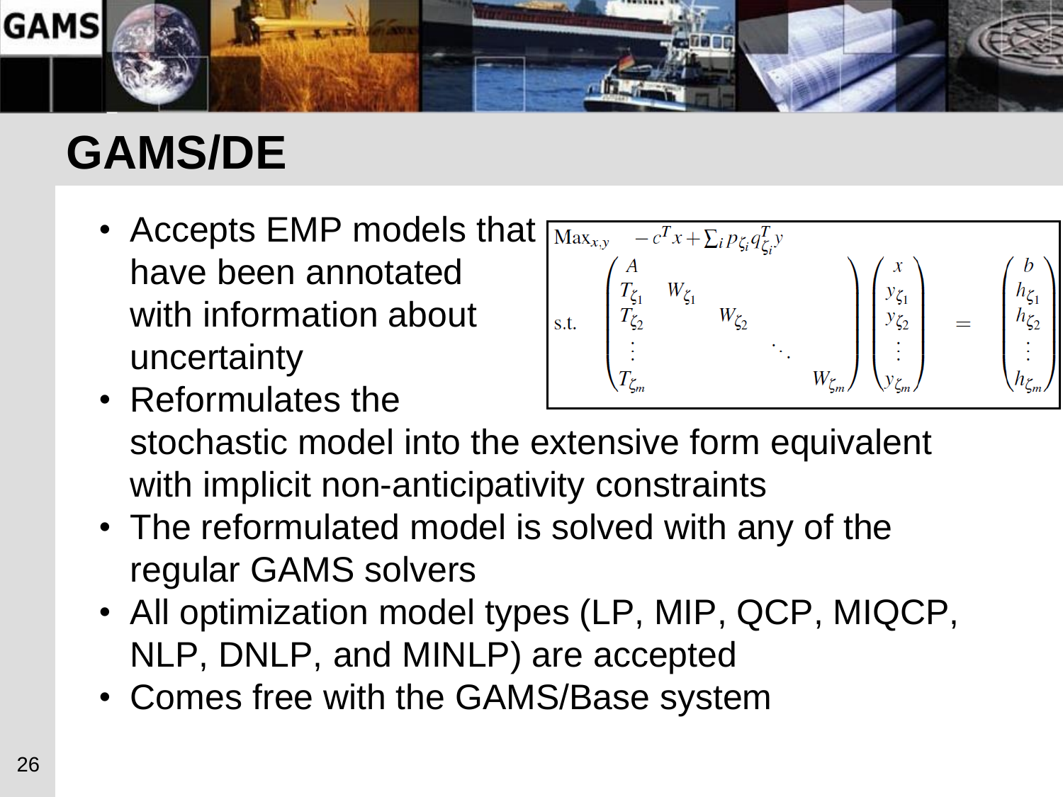# GAMS/DE

- Accepts EMP models that have been annotated with information about uncertainty

$$
\begin{array}{ll}
\text{Max}_{x,y} & -c^T x + \sum_i p_{\zeta_i} q_{\zeta_i}^T y \\
\text{s.t.} & \begin{pmatrix} A & & & & \\ T_{\zeta_1} & W_{\zeta_1} & & & \\ T_{\zeta_2} & & W_{\zeta_2} & & \\ \vdots & & & \ddots & \\ T_{\zeta_m} & & & & W_{\zeta_m} \end{pmatrix} \begin{pmatrix} x \\ y_{\zeta_1} \\ y_{\zeta_2} \\ \vdots \\ y_{\zeta_m} \end{pmatrix} = \begin{pmatrix} b \\ h_{\zeta_1} \\ h_{\zeta_2} \\ \vdots \\ h_{\zeta_m} \end{pmatrix}
\end{array}
$$

- Reformulates the stochastic model into the extensive form equivalent with implicit non-anticipativity constraints
- The reformulated model is solved with any of the regular GAMS solvers
- All optimization model types (LP, MIP, QCP, MIQCP, NLP, DNLP, and MINLP) are accepted
- Comes free with the GAMS/Base system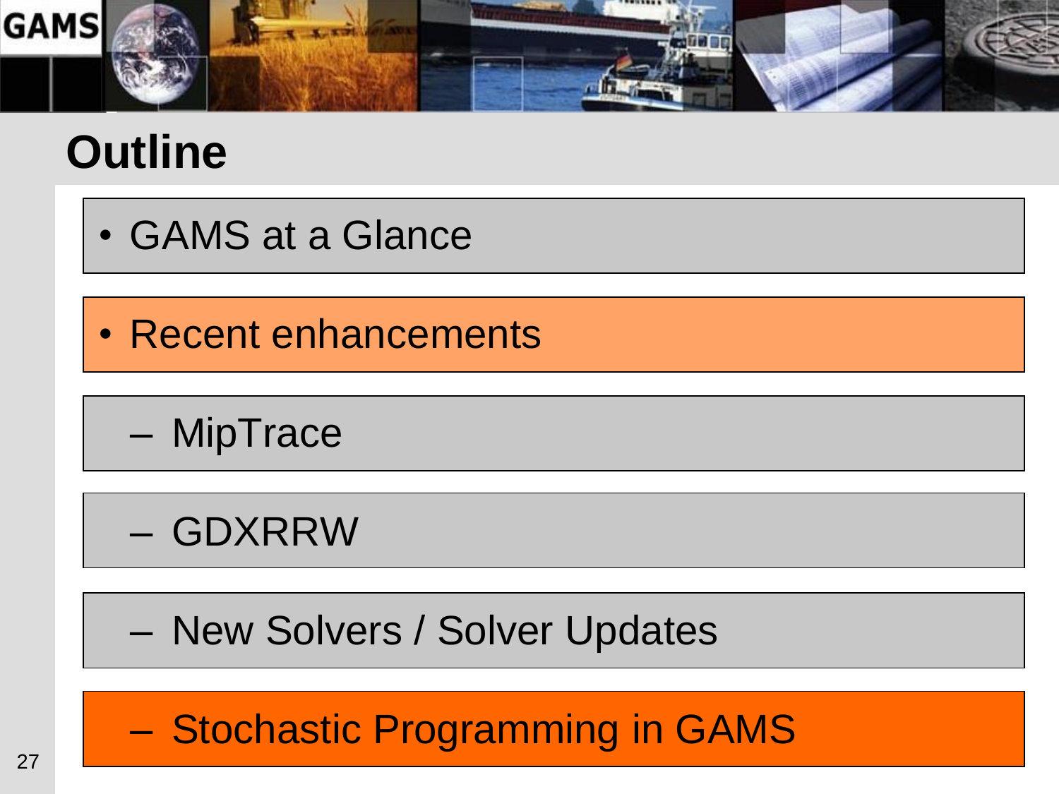# Outline

- GAMS at a Glance
- Recent enhancements
  - MipTrace
  - GDXRRW
  - New Solvers / Solver Updates
  - Stochastic Programming in GAMS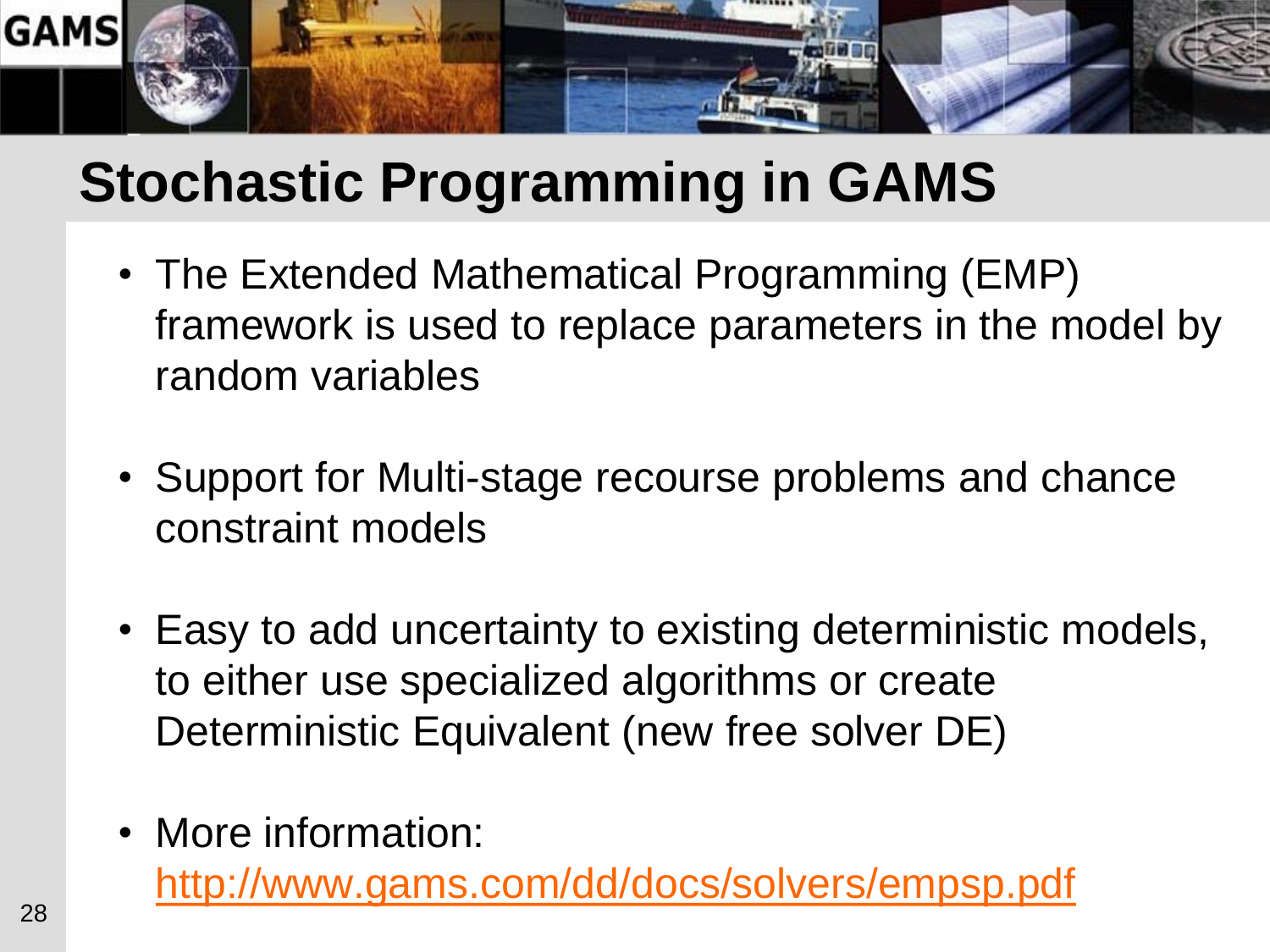# Stochastic Programming in GAMS

- The Extended Mathematical Programming (EMP) framework is used to replace parameters in the model by random variables
- Support for Multi-stage recourse problems and chance constraint models
- Easy to add uncertainty to existing deterministic models, to either use specialized algorithms or create Deterministic Equivalent (new free solver DE)
- More information: http://www.gams.com/dd/docs/solvers/empsp.pdf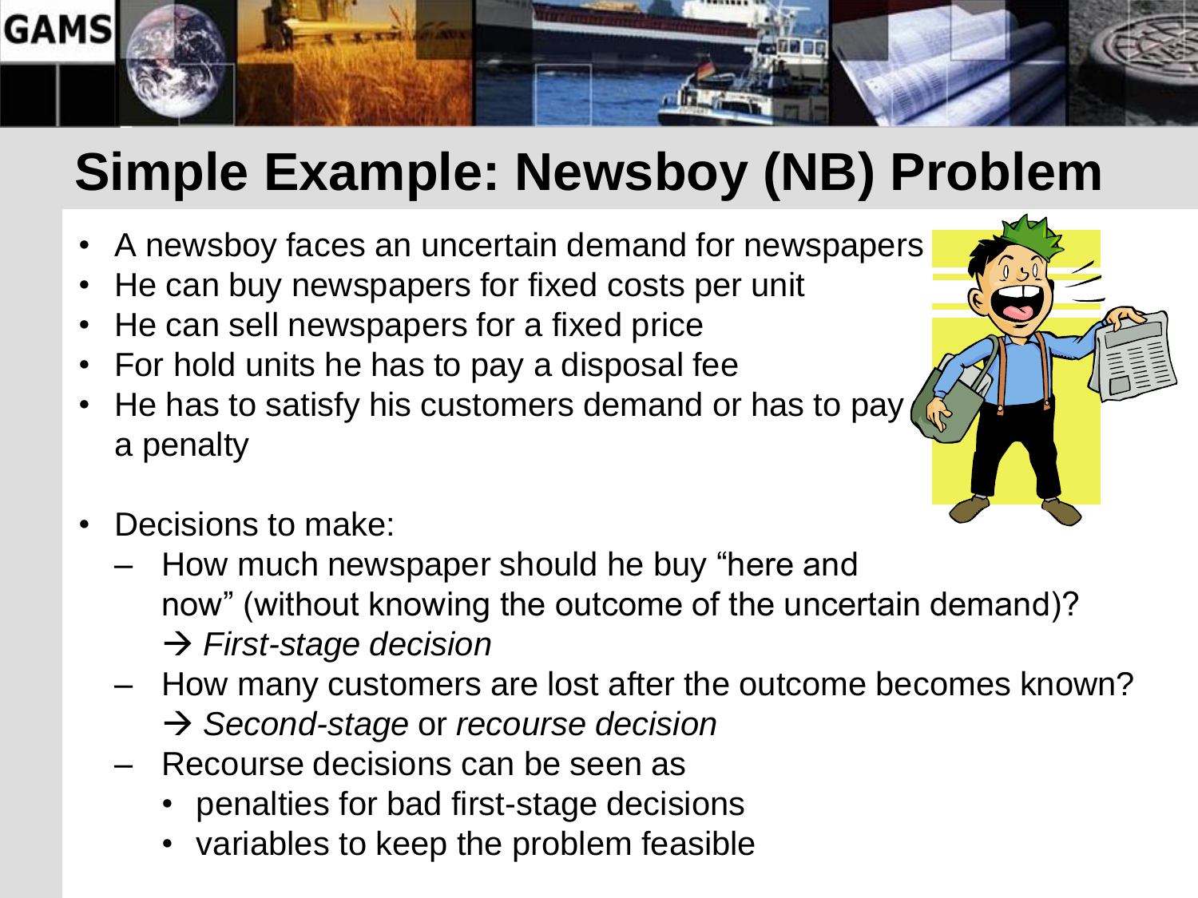# Simple Example: Newsboy (NB) Problem

- A newsboy faces an uncertain demand for newspapers
- He can buy newspapers for fixed costs per unit
- He can sell newspapers for a fixed price
- For hold units he has to pay a disposal fee
- He has to satisfy his customers demand or has to pay a penalty

- Decisions to make:
  - How much newspaper should he buy "here and now" (without knowing the outcome of the uncertain demand)?
    → *First-stage decision*
  - How many customers are lost after the outcome becomes known?
    → *Second-stage* or *recourse decision*
  - Recourse decisions can be seen as
    - penalties for bad first-stage decisions
    - variables to keep the problem feasible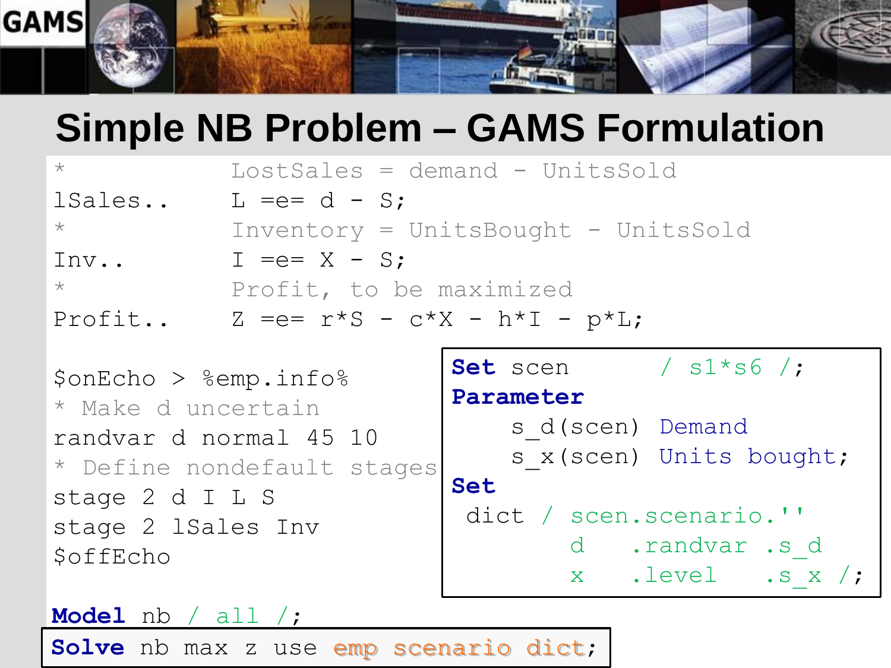# Simple NB Problem – GAMS Formulation

```
*             LostSales = demand - UnitsSold
lSales..      L =e= d - S;
*             Inventory = UnitsBought - UnitsSold
Inv..         I =e= X - S;
*             Profit, to be maximized
Profit..      Z =e= r*S - c*X - h*I - p*L;

$onEcho > %emp.info%
* Make d uncertain
randvar d normal 45 10
* Define nondefault stages
stage 2 d I L S
stage 2 lSales Inv
$offEcho
```

```
Set scen        / s1*s6 /;
Parameter
    s_d(scen) Demand
    s_x(scen) Units bought;
Set
 dict / scen.scenario.''
        d    .randvar .s_d
        x    .level   .s_x /;
```

```
Model nb / all /;
Solve nb max z use emp scenario dict;
```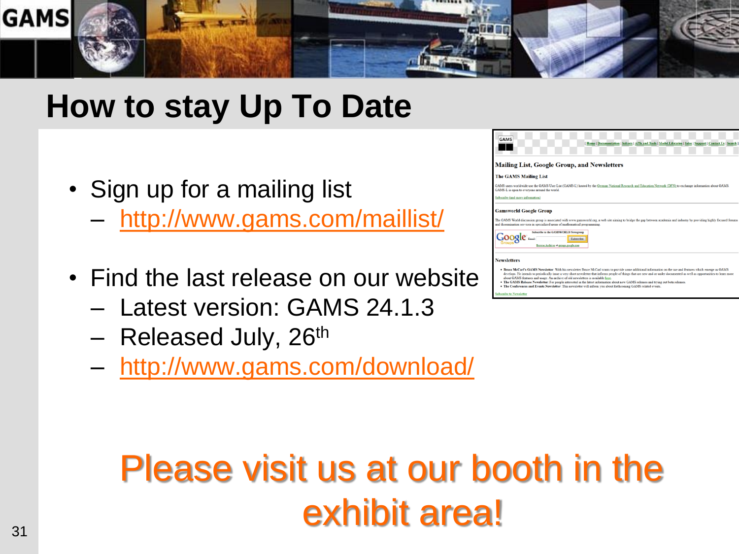# How to stay Up To Date

- Sign up for a mailing list
  - http://www.gams.com/maillist/
- Find the last release on our website
  - Latest version: GAMS 24.1.3
  - Released July, 26th
  - http://www.gams.com/download/

Please visit us at our booth in the exhibit area!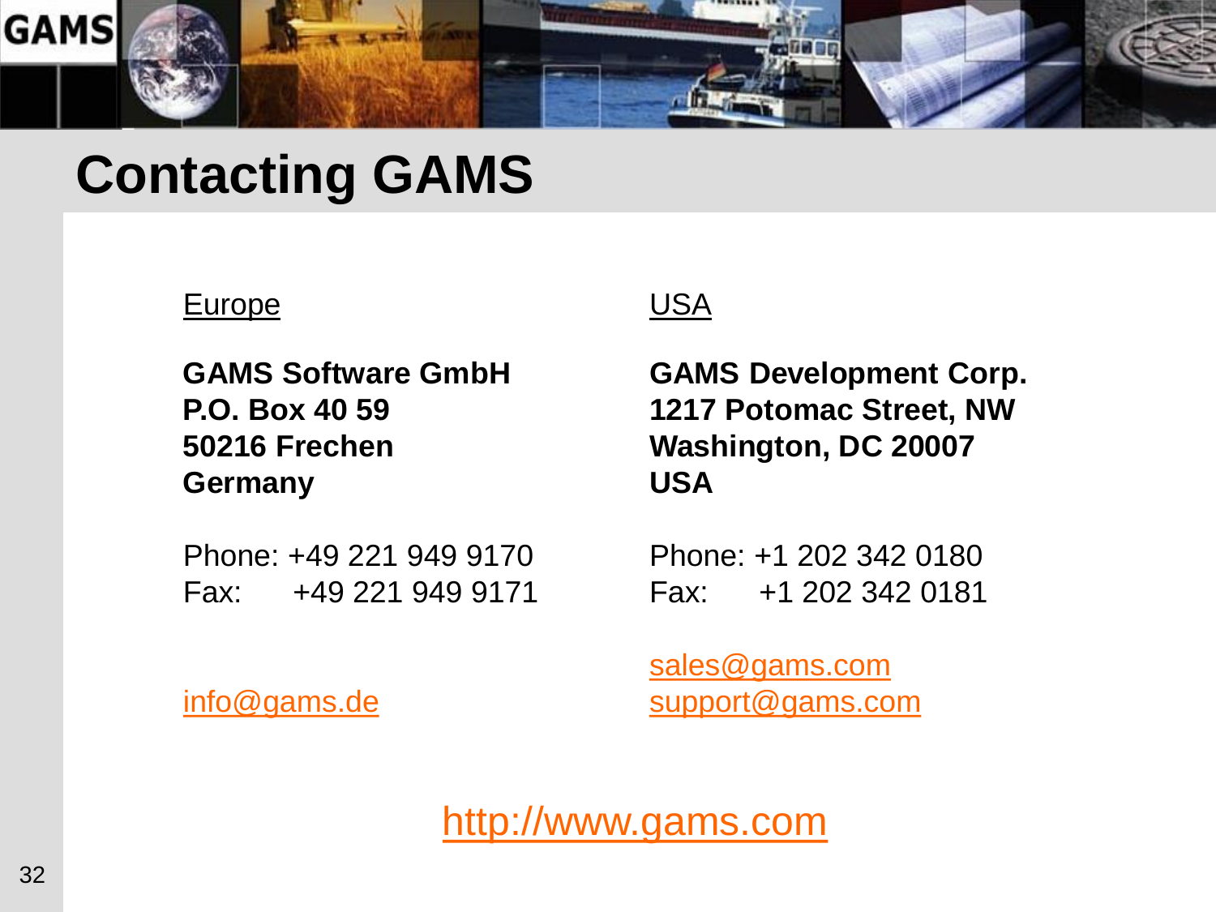# Contacting GAMS

Europe

**GAMS Software GmbH**
**P.O. Box 40 59**
**50216 Frechen**
**Germany**

Phone: +49 221 949 9170
Fax: +49 221 949 9171

info@gams.de

USA

**GAMS Development Corp.**
**1217 Potomac Street, NW**
**Washington, DC 20007**
**USA**

Phone: +1 202 342 0180
Fax: +1 202 342 0181

sales@gams.com
support@gams.com

http://www.gams.com